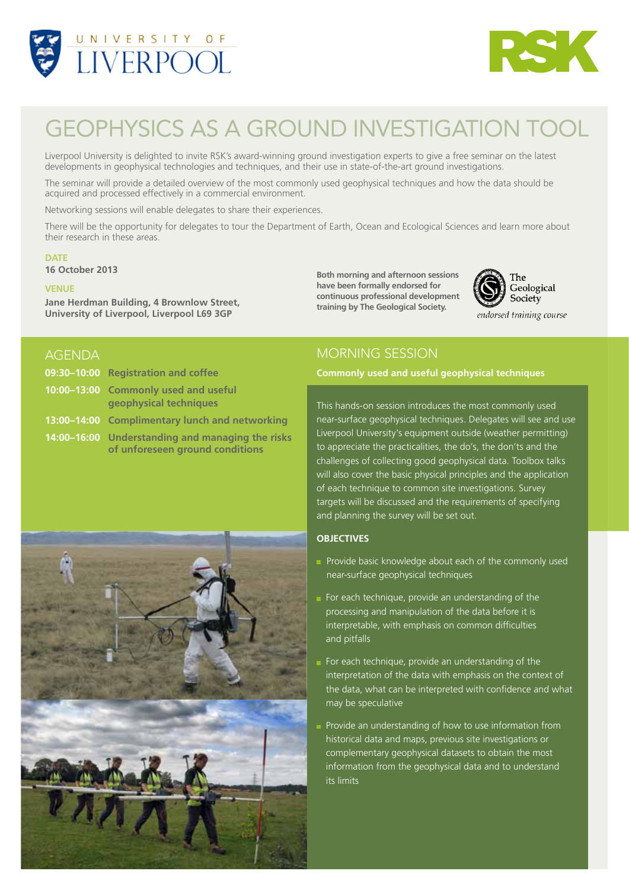UNIVERSITY OF LIVERPOOL

RSK

# GEOPHYSICS AS A GROUND INVESTIGATION TOOL

Liverpool University is delighted to invite RSK's award-winning ground investigation experts to give a free seminar on the latest developments in geophysical technologies and techniques, and their use in state-of-the-art ground investigations.

The seminar will provide a detailed overview of the most commonly used geophysical techniques and how the data should be acquired and processed effectively in a commercial environment.

Networking sessions will enable delegates to share their experiences.

There will be the opportunity for delegates to tour the Department of Earth, Ocean and Ecological Sciences and learn more about their research in these areas.

**DATE**

**16 October 2013**

**VENUE**

**Jane Herdman Building, 4 Brownlow Street, University of Liverpool, Liverpool L69 3GP**

**Both morning and afternoon sessions have been formally endorsed for continuous professional development training by The Geological Society.**

The Geological Society

*endorsed training course*

## AGENDA

| | |
|---|---|
| **09:30–10:00** | **Registration and coffee** |
| **10:00–13:00** | **Commonly used and useful geophysical techniques** |
| **13:00–14:00** | **Complimentary lunch and networking** |
| **14:00–16:00** | **Understanding and managing the risks of unforeseen ground conditions** |

## MORNING SESSION

**Commonly used and useful geophysical techniques**

This hands-on session introduces the most commonly used near-surface geophysical techniques. Delegates will see and use Liverpool University's equipment outside (weather permitting) to appreciate the practicalities, the do's, the don'ts and the challenges of collecting good geophysical data. Toolbox talks will also cover the basic physical principles and the application of each technique to common site investigations. Survey targets will be discussed and the requirements of specifying and planning the survey will be set out.

**OBJECTIVES**

- Provide basic knowledge about each of the commonly used near-surface geophysical techniques
- For each technique, provide an understanding of the processing and manipulation of the data before it is interpretable, with emphasis on common difficulties and pitfalls
- For each technique, provide an understanding of the interpretation of the data with emphasis on the context of the data, what can be interpreted with confidence and what may be speculative
- Provide an understanding of how to use information from historical data and maps, previous site investigations or complementary geophysical datasets to obtain the most information from the geophysical data and to understand its limits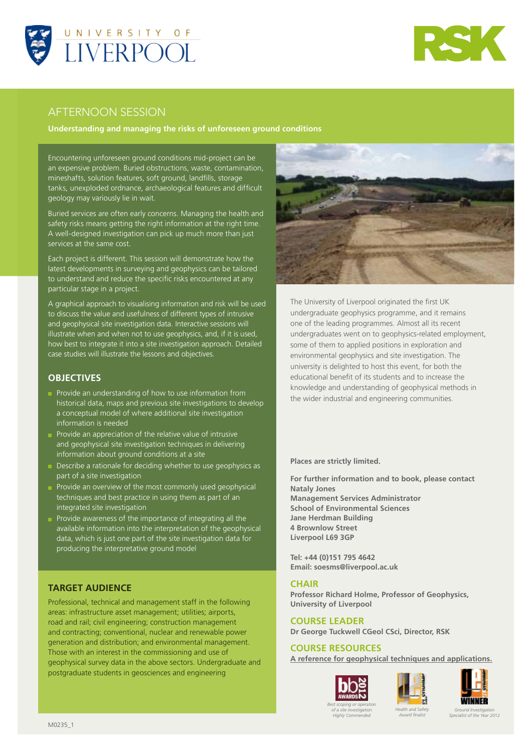UNIVERSITY OF LIVERPOOL

RSK

## AFTERNOON SESSION

**Understanding and managing the risks of unforeseen ground conditions**

Encountering unforeseen ground conditions mid-project can be an expensive problem. Buried obstructions, waste, contamination, mineshafts, solution features, soft ground, landfills, storage tanks, unexploded ordnance, archaeological features and difficult geology may variously lie in wait.

Buried services are often early concerns. Managing the health and safety risks means getting the right information at the right time. A well-designed investigation can pick up much more than just services at the same cost.

Each project is different. This session will demonstrate how the latest developments in surveying and geophysics can be tailored to understand and reduce the specific risks encountered at any particular stage in a project.

A graphical approach to visualising information and risk will be used to discuss the value and usefulness of different types of intrusive and geophysical site investigation data. Interactive sessions will illustrate when and when not to use geophysics, and, if it is used, how best to integrate it into a site investigation approach. Detailed case studies will illustrate the lessons and objectives.

### OBJECTIVES

- Provide an understanding of how to use information from historical data, maps and previous site investigations to develop a conceptual model of where additional site investigation information is needed
- Provide an appreciation of the relative value of intrusive and geophysical site investigation techniques in delivering information about ground conditions at a site
- Describe a rationale for deciding whether to use geophysics as part of a site investigation
- Provide an overview of the most commonly used geophysical techniques and best practice in using them as part of an integrated site investigation
- Provide awareness of the importance of integrating all the available information into the interpretation of the geophysical data, which is just one part of the site investigation data for producing the interpretative ground model

### TARGET AUDIENCE

Professional, technical and management staff in the following areas: infrastructure asset management; utilities; airports, road and rail; civil engineering; construction management and contracting; conventional, nuclear and renewable power generation and distribution; and environmental management. Those with an interest in the commissioning and use of geophysical survey data in the above sectors. Undergraduate and postgraduate students in geosciences and engineering

The University of Liverpool originated the first UK undergraduate geophysics programme, and it remains one of the leading programmes. Almost all its recent undergraduates went on to geophysics-related employment, some of them to applied positions in exploration and environmental geophysics and site investigation. The university is delighted to host this event, for both the educational benefit of its students and to increase the knowledge and understanding of geophysical methods in the wider industrial and engineering communities.

**Places are strictly limited.**

**For further information and to book, please contact**
**Nataly Jones**
**Management Services Administrator**
**School of Environmental Sciences**
**Jane Herdman Building**
**4 Brownlow Street**
**Liverpool L69 3GP**

**Tel: +44 (0)151 795 4642**
**Email: soesms@liverpool.ac.uk**

### CHAIR

**Professor Richard Holme, Professor of Geophysics, University of Liverpool**

### COURSE LEADER

**Dr George Tuckwell CGeol CSci, Director, RSK**

### COURSE RESOURCES

**A reference for geophysical techniques and applications.**

bb 2012 AWARDS
*Best scoping or operation of a site investigation Highly Commended*

*Health and Safety Award finalist*

WINNER
*Ground Investigation Specialist of the Year 2012*

M0235_1